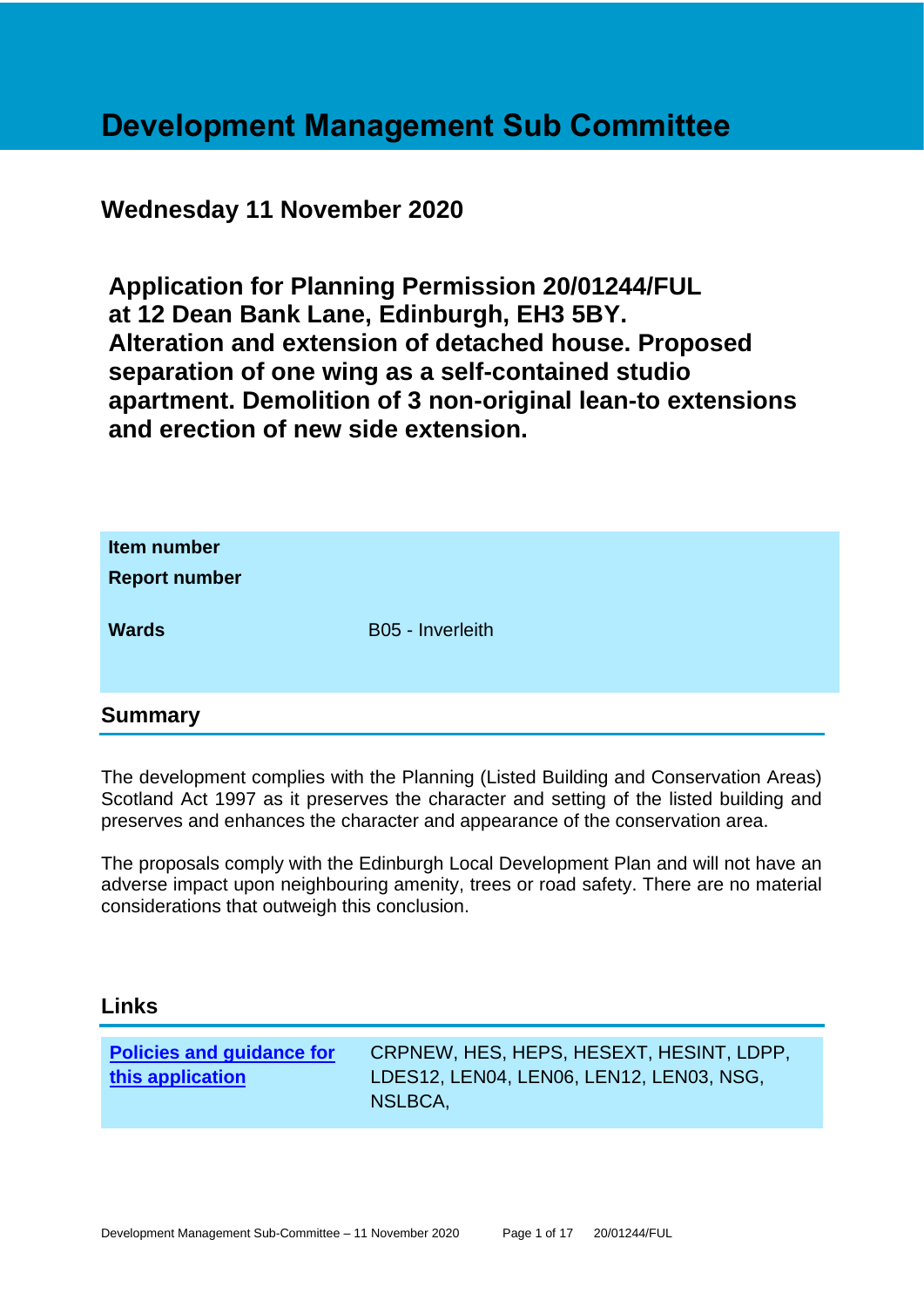# Development Management Sub Committee

## Wednesday 11 November 2020

## Application for Planning Permission 20/01244/FUL at 12 Dean Bank Lane, Edinburgh, EH3 5BY. Alteration and extension of detached house. Proposed separation of one wing as a self-contained studio apartment. Demolition of 3 non-original lean-to extensions and erection of new side extension.

| | |
|---|---|
| **Item number** | |
| **Report number** | |
| **Wards** | B05 - Inverleith |

## Summary

The development complies with the Planning (Listed Building and Conservation Areas) Scotland Act 1997 as it preserves the character and setting of the listed building and preserves and enhances the character and appearance of the conservation area.

The proposals comply with the Edinburgh Local Development Plan and will not have an adverse impact upon neighbouring amenity, trees or road safety. There are no material considerations that outweigh this conclusion.

## Links

| | |
|---|---|
| **Policies and guidance for this application** | CRPNEW, HES, HEPS, HESEXT, HESINT, LDPP, LDES12, LEN04, LEN06, LEN12, LEN03, NSG, NSLBCA, |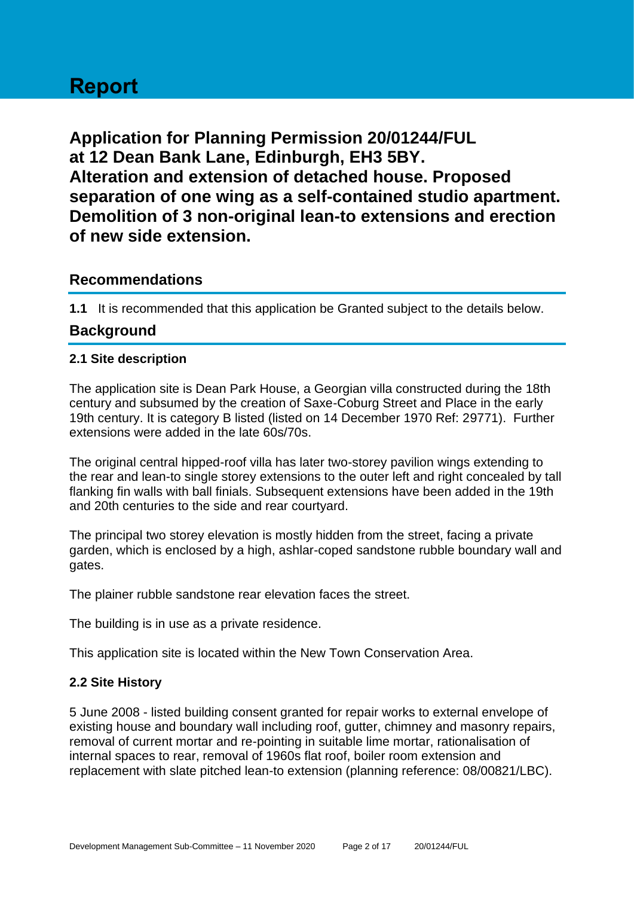# Report

## Application for Planning Permission 20/01244/FUL at 12 Dean Bank Lane, Edinburgh, EH3 5BY. Alteration and extension of detached house. Proposed separation of one wing as a self-contained studio apartment. Demolition of 3 non-original lean-to extensions and erection of new side extension.

## Recommendations

**1.1** It is recommended that this application be Granted subject to the details below.

## Background

### 2.1 Site description

The application site is Dean Park House, a Georgian villa constructed during the 18th century and subsumed by the creation of Saxe-Coburg Street and Place in the early 19th century. It is category B listed (listed on 14 December 1970 Ref: 29771). Further extensions were added in the late 60s/70s.

The original central hipped-roof villa has later two-storey pavilion wings extending to the rear and lean-to single storey extensions to the outer left and right concealed by tall flanking fin walls with ball finials. Subsequent extensions have been added in the 19th and 20th centuries to the side and rear courtyard.

The principal two storey elevation is mostly hidden from the street, facing a private garden, which is enclosed by a high, ashlar-coped sandstone rubble boundary wall and gates.

The plainer rubble sandstone rear elevation faces the street.

The building is in use as a private residence.

This application site is located within the New Town Conservation Area.

### 2.2 Site History

5 June 2008 - listed building consent granted for repair works to external envelope of existing house and boundary wall including roof, gutter, chimney and masonry repairs, removal of current mortar and re-pointing in suitable lime mortar, rationalisation of internal spaces to rear, removal of 1960s flat roof, boiler room extension and replacement with slate pitched lean-to extension (planning reference: 08/00821/LBC).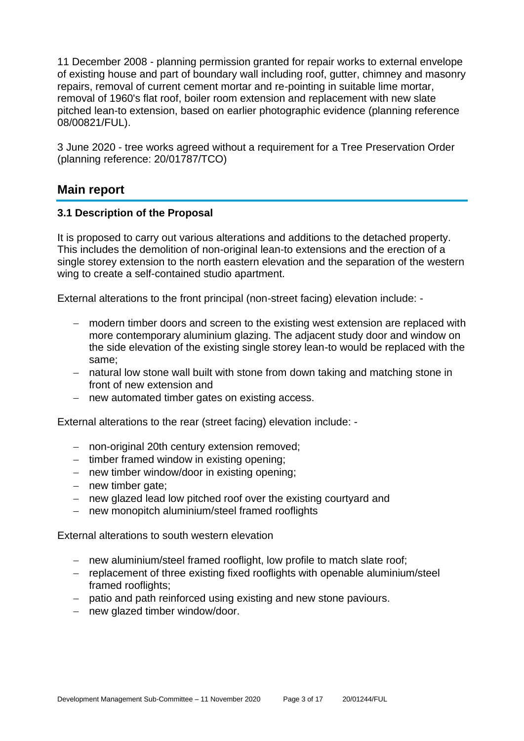11 December 2008 - planning permission granted for repair works to external envelope of existing house and part of boundary wall including roof, gutter, chimney and masonry repairs, removal of current cement mortar and re-pointing in suitable lime mortar, removal of 1960's flat roof, boiler room extension and replacement with new slate pitched lean-to extension, based on earlier photographic evidence (planning reference 08/00821/FUL).

3 June 2020 - tree works agreed without a requirement for a Tree Preservation Order (planning reference: 20/01787/TCO)

## Main report

### 3.1 Description of the Proposal

It is proposed to carry out various alterations and additions to the detached property. This includes the demolition of non-original lean-to extensions and the erection of a single storey extension to the north eastern elevation and the separation of the western wing to create a self-contained studio apartment.

External alterations to the front principal (non-street facing) elevation include: -

- modern timber doors and screen to the existing west extension are replaced with more contemporary aluminium glazing. The adjacent study door and window on the side elevation of the existing single storey lean-to would be replaced with the same;
- natural low stone wall built with stone from down taking and matching stone in front of new extension and
- new automated timber gates on existing access.

External alterations to the rear (street facing) elevation include: -

- non-original 20th century extension removed;
- timber framed window in existing opening;
- new timber window/door in existing opening;
- new timber gate;
- new glazed lead low pitched roof over the existing courtyard and
- new monopitch aluminium/steel framed rooflights

External alterations to south western elevation

- new aluminium/steel framed rooflight, low profile to match slate roof;
- replacement of three existing fixed rooflights with openable aluminium/steel framed rooflights;
- patio and path reinforced using existing and new stone paviours.
- new glazed timber window/door.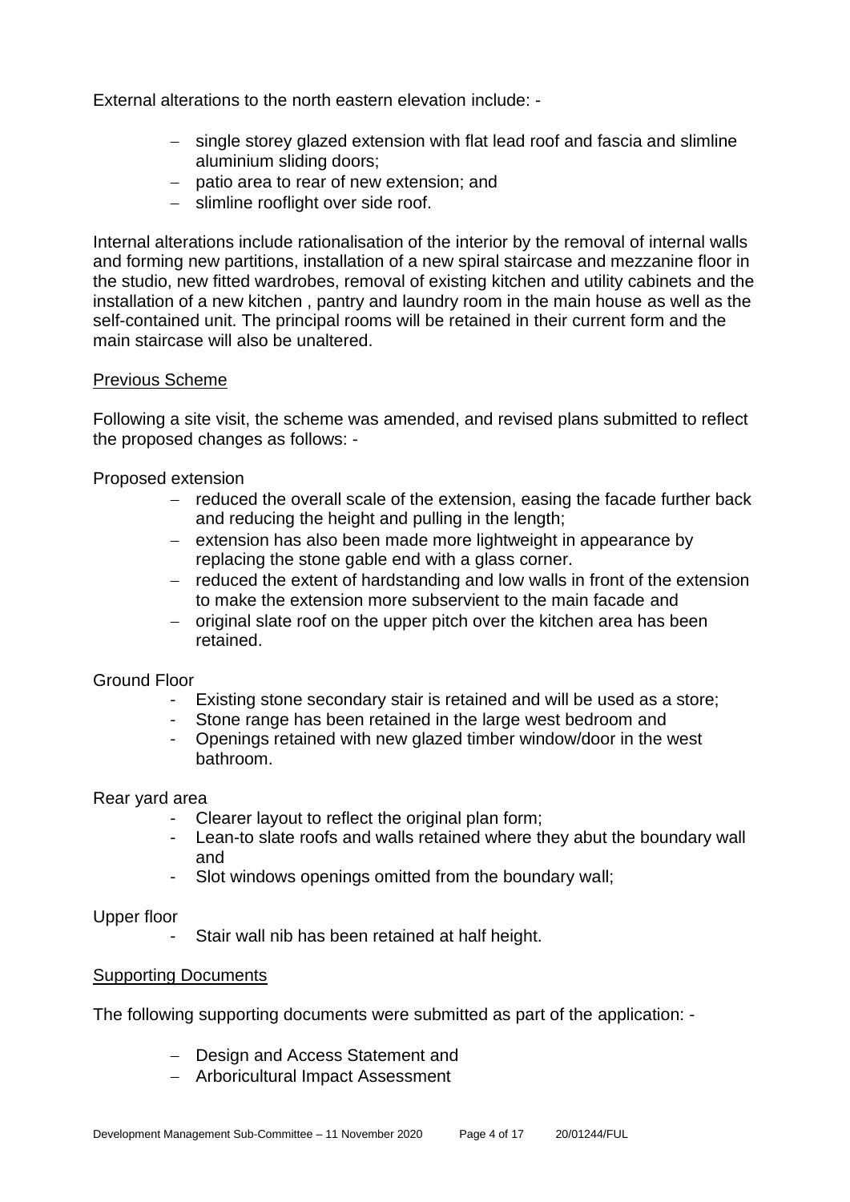External alterations to the north eastern elevation include: -

- single storey glazed extension with flat lead roof and fascia and slimline aluminium sliding doors;
- patio area to rear of new extension; and
- slimline rooflight over side roof.

Internal alterations include rationalisation of the interior by the removal of internal walls and forming new partitions, installation of a new spiral staircase and mezzanine floor in the studio, new fitted wardrobes, removal of existing kitchen and utility cabinets and the installation of a new kitchen , pantry and laundry room in the main house as well as the self-contained unit. The principal rooms will be retained in their current form and the main staircase will also be unaltered.

<u>Previous Scheme</u>

Following a site visit, the scheme was amended, and revised plans submitted to reflect the proposed changes as follows: -

Proposed extension

- reduced the overall scale of the extension, easing the facade further back and reducing the height and pulling in the length;
- extension has also been made more lightweight in appearance by replacing the stone gable end with a glass corner.
- reduced the extent of hardstanding and low walls in front of the extension to make the extension more subservient to the main facade and
- original slate roof on the upper pitch over the kitchen area has been retained.

Ground Floor

- Existing stone secondary stair is retained and will be used as a store;
- Stone range has been retained in the large west bedroom and
- Openings retained with new glazed timber window/door in the west bathroom.

Rear yard area

- Clearer layout to reflect the original plan form;
- Lean-to slate roofs and walls retained where they abut the boundary wall and
- Slot windows openings omitted from the boundary wall;

Upper floor

- Stair wall nib has been retained at half height.

<u>Supporting Documents</u>

The following supporting documents were submitted as part of the application: -

- Design and Access Statement and
- Arboricultural Impact Assessment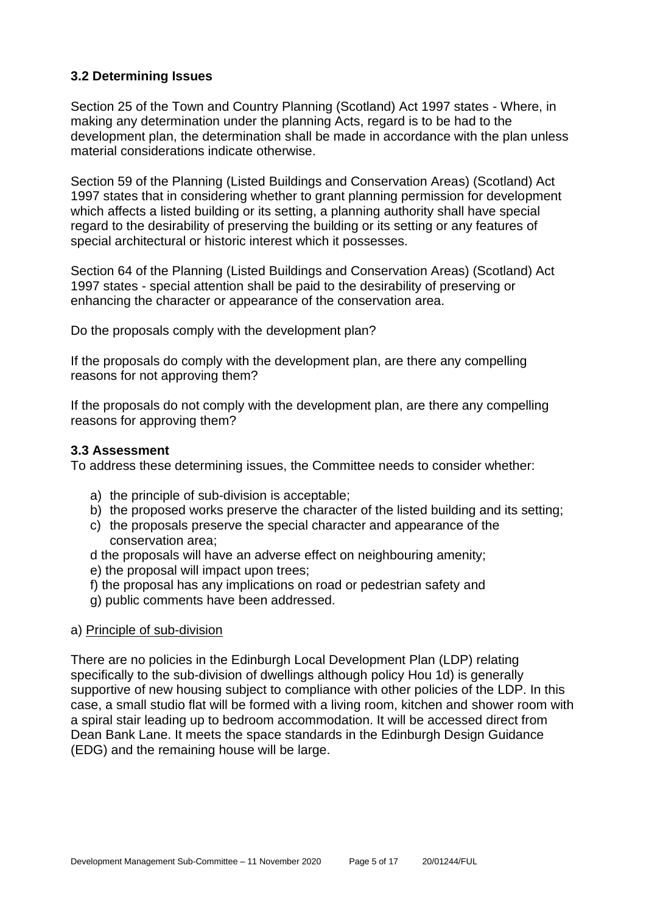### 3.2 Determining Issues

Section 25 of the Town and Country Planning (Scotland) Act 1997 states - Where, in making any determination under the planning Acts, regard is to be had to the development plan, the determination shall be made in accordance with the plan unless material considerations indicate otherwise.

Section 59 of the Planning (Listed Buildings and Conservation Areas) (Scotland) Act 1997 states that in considering whether to grant planning permission for development which affects a listed building or its setting, a planning authority shall have special regard to the desirability of preserving the building or its setting or any features of special architectural or historic interest which it possesses.

Section 64 of the Planning (Listed Buildings and Conservation Areas) (Scotland) Act 1997 states - special attention shall be paid to the desirability of preserving or enhancing the character or appearance of the conservation area.

Do the proposals comply with the development plan?

If the proposals do comply with the development plan, are there any compelling reasons for not approving them?

If the proposals do not comply with the development plan, are there any compelling reasons for approving them?

### 3.3 Assessment

To address these determining issues, the Committee needs to consider whether:

a) the principle of sub-division is acceptable;
b) the proposed works preserve the character of the listed building and its setting;
c) the proposals preserve the special character and appearance of the conservation area;
d the proposals will have an adverse effect on neighbouring amenity;
e) the proposal will impact upon trees;
f) the proposal has any implications on road or pedestrian safety and
g) public comments have been addressed.

a) <u>Principle of sub-division</u>

There are no policies in the Edinburgh Local Development Plan (LDP) relating specifically to the sub-division of dwellings although policy Hou 1d) is generally supportive of new housing subject to compliance with other policies of the LDP. In this case, a small studio flat will be formed with a living room, kitchen and shower room with a spiral stair leading up to bedroom accommodation. It will be accessed direct from Dean Bank Lane. It meets the space standards in the Edinburgh Design Guidance (EDG) and the remaining house will be large.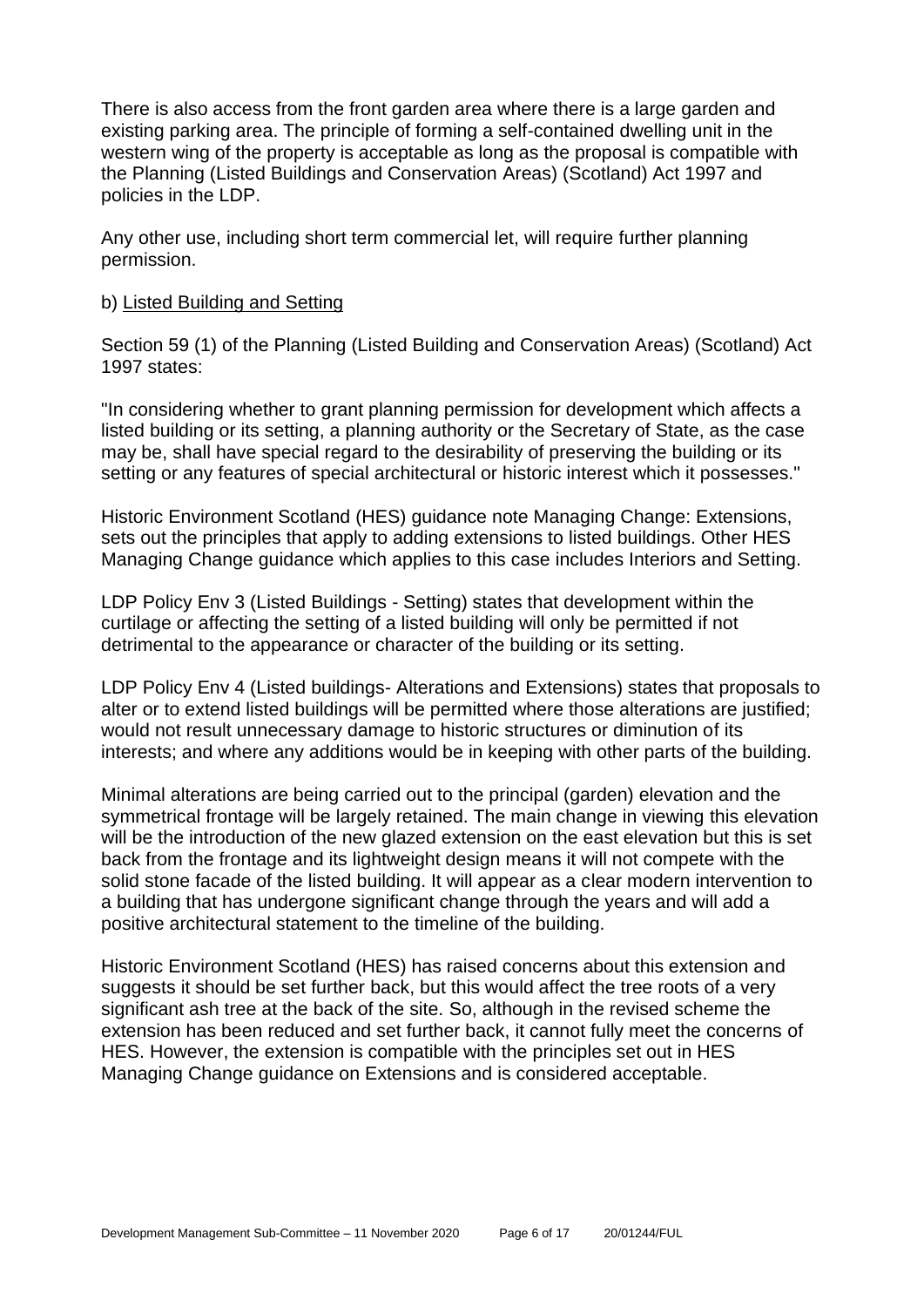There is also access from the front garden area where there is a large garden and existing parking area. The principle of forming a self-contained dwelling unit in the western wing of the property is acceptable as long as the proposal is compatible with the Planning (Listed Buildings and Conservation Areas) (Scotland) Act 1997 and policies in the LDP.

Any other use, including short term commercial let, will require further planning permission.

b) Listed Building and Setting

Section 59 (1) of the Planning (Listed Building and Conservation Areas) (Scotland) Act 1997 states:

"In considering whether to grant planning permission for development which affects a listed building or its setting, a planning authority or the Secretary of State, as the case may be, shall have special regard to the desirability of preserving the building or its setting or any features of special architectural or historic interest which it possesses."

Historic Environment Scotland (HES) guidance note Managing Change: Extensions, sets out the principles that apply to adding extensions to listed buildings. Other HES Managing Change guidance which applies to this case includes Interiors and Setting.

LDP Policy Env 3 (Listed Buildings - Setting) states that development within the curtilage or affecting the setting of a listed building will only be permitted if not detrimental to the appearance or character of the building or its setting.

LDP Policy Env 4 (Listed buildings- Alterations and Extensions) states that proposals to alter or to extend listed buildings will be permitted where those alterations are justified; would not result unnecessary damage to historic structures or diminution of its interests; and where any additions would be in keeping with other parts of the building.

Minimal alterations are being carried out to the principal (garden) elevation and the symmetrical frontage will be largely retained. The main change in viewing this elevation will be the introduction of the new glazed extension on the east elevation but this is set back from the frontage and its lightweight design means it will not compete with the solid stone facade of the listed building. It will appear as a clear modern intervention to a building that has undergone significant change through the years and will add a positive architectural statement to the timeline of the building.

Historic Environment Scotland (HES) has raised concerns about this extension and suggests it should be set further back, but this would affect the tree roots of a very significant ash tree at the back of the site. So, although in the revised scheme the extension has been reduced and set further back, it cannot fully meet the concerns of HES. However, the extension is compatible with the principles set out in HES Managing Change guidance on Extensions and is considered acceptable.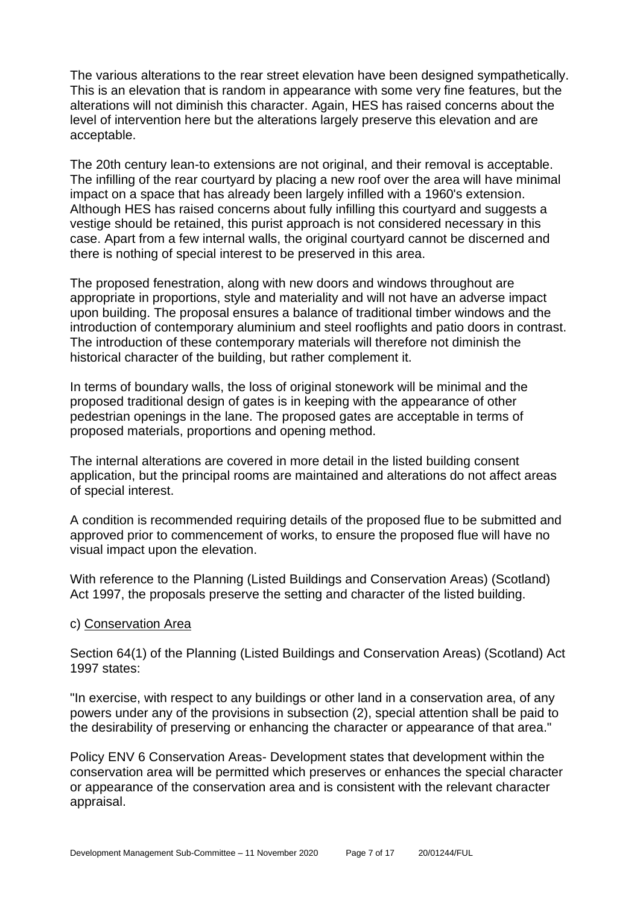The various alterations to the rear street elevation have been designed sympathetically. This is an elevation that is random in appearance with some very fine features, but the alterations will not diminish this character. Again, HES has raised concerns about the level of intervention here but the alterations largely preserve this elevation and are acceptable.

The 20th century lean-to extensions are not original, and their removal is acceptable. The infilling of the rear courtyard by placing a new roof over the area will have minimal impact on a space that has already been largely infilled with a 1960's extension. Although HES has raised concerns about fully infilling this courtyard and suggests a vestige should be retained, this purist approach is not considered necessary in this case. Apart from a few internal walls, the original courtyard cannot be discerned and there is nothing of special interest to be preserved in this area.

The proposed fenestration, along with new doors and windows throughout are appropriate in proportions, style and materiality and will not have an adverse impact upon building. The proposal ensures a balance of traditional timber windows and the introduction of contemporary aluminium and steel rooflights and patio doors in contrast. The introduction of these contemporary materials will therefore not diminish the historical character of the building, but rather complement it.

In terms of boundary walls, the loss of original stonework will be minimal and the proposed traditional design of gates is in keeping with the appearance of other pedestrian openings in the lane. The proposed gates are acceptable in terms of proposed materials, proportions and opening method.

The internal alterations are covered in more detail in the listed building consent application, but the principal rooms are maintained and alterations do not affect areas of special interest.

A condition is recommended requiring details of the proposed flue to be submitted and approved prior to commencement of works, to ensure the proposed flue will have no visual impact upon the elevation.

With reference to the Planning (Listed Buildings and Conservation Areas) (Scotland) Act 1997, the proposals preserve the setting and character of the listed building.

c) Conservation Area

Section 64(1) of the Planning (Listed Buildings and Conservation Areas) (Scotland) Act 1997 states:

"In exercise, with respect to any buildings or other land in a conservation area, of any powers under any of the provisions in subsection (2), special attention shall be paid to the desirability of preserving or enhancing the character or appearance of that area."

Policy ENV 6 Conservation Areas- Development states that development within the conservation area will be permitted which preserves or enhances the special character or appearance of the conservation area and is consistent with the relevant character appraisal.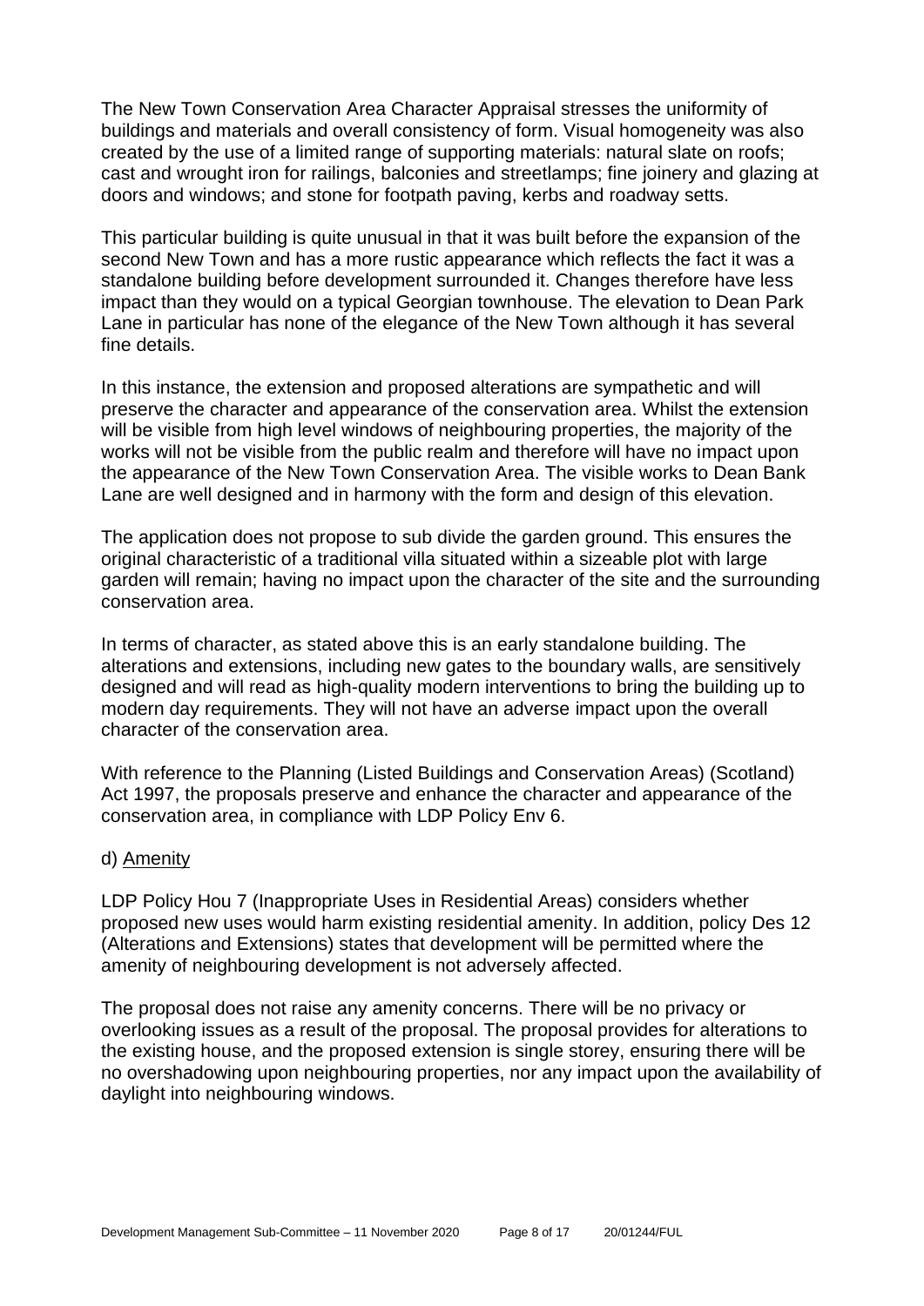The New Town Conservation Area Character Appraisal stresses the uniformity of buildings and materials and overall consistency of form. Visual homogeneity was also created by the use of a limited range of supporting materials: natural slate on roofs; cast and wrought iron for railings, balconies and streetlamps; fine joinery and glazing at doors and windows; and stone for footpath paving, kerbs and roadway setts.

This particular building is quite unusual in that it was built before the expansion of the second New Town and has a more rustic appearance which reflects the fact it was a standalone building before development surrounded it. Changes therefore have less impact than they would on a typical Georgian townhouse. The elevation to Dean Park Lane in particular has none of the elegance of the New Town although it has several fine details.

In this instance, the extension and proposed alterations are sympathetic and will preserve the character and appearance of the conservation area. Whilst the extension will be visible from high level windows of neighbouring properties, the majority of the works will not be visible from the public realm and therefore will have no impact upon the appearance of the New Town Conservation Area. The visible works to Dean Bank Lane are well designed and in harmony with the form and design of this elevation.

The application does not propose to sub divide the garden ground. This ensures the original characteristic of a traditional villa situated within a sizeable plot with large garden will remain; having no impact upon the character of the site and the surrounding conservation area.

In terms of character, as stated above this is an early standalone building. The alterations and extensions, including new gates to the boundary walls, are sensitively designed and will read as high-quality modern interventions to bring the building up to modern day requirements. They will not have an adverse impact upon the overall character of the conservation area.

With reference to the Planning (Listed Buildings and Conservation Areas) (Scotland) Act 1997, the proposals preserve and enhance the character and appearance of the conservation area, in compliance with LDP Policy Env 6.

d) <u>Amenity</u>

LDP Policy Hou 7 (Inappropriate Uses in Residential Areas) considers whether proposed new uses would harm existing residential amenity. In addition, policy Des 12 (Alterations and Extensions) states that development will be permitted where the amenity of neighbouring development is not adversely affected.

The proposal does not raise any amenity concerns. There will be no privacy or overlooking issues as a result of the proposal. The proposal provides for alterations to the existing house, and the proposed extension is single storey, ensuring there will be no overshadowing upon neighbouring properties, nor any impact upon the availability of daylight into neighbouring windows.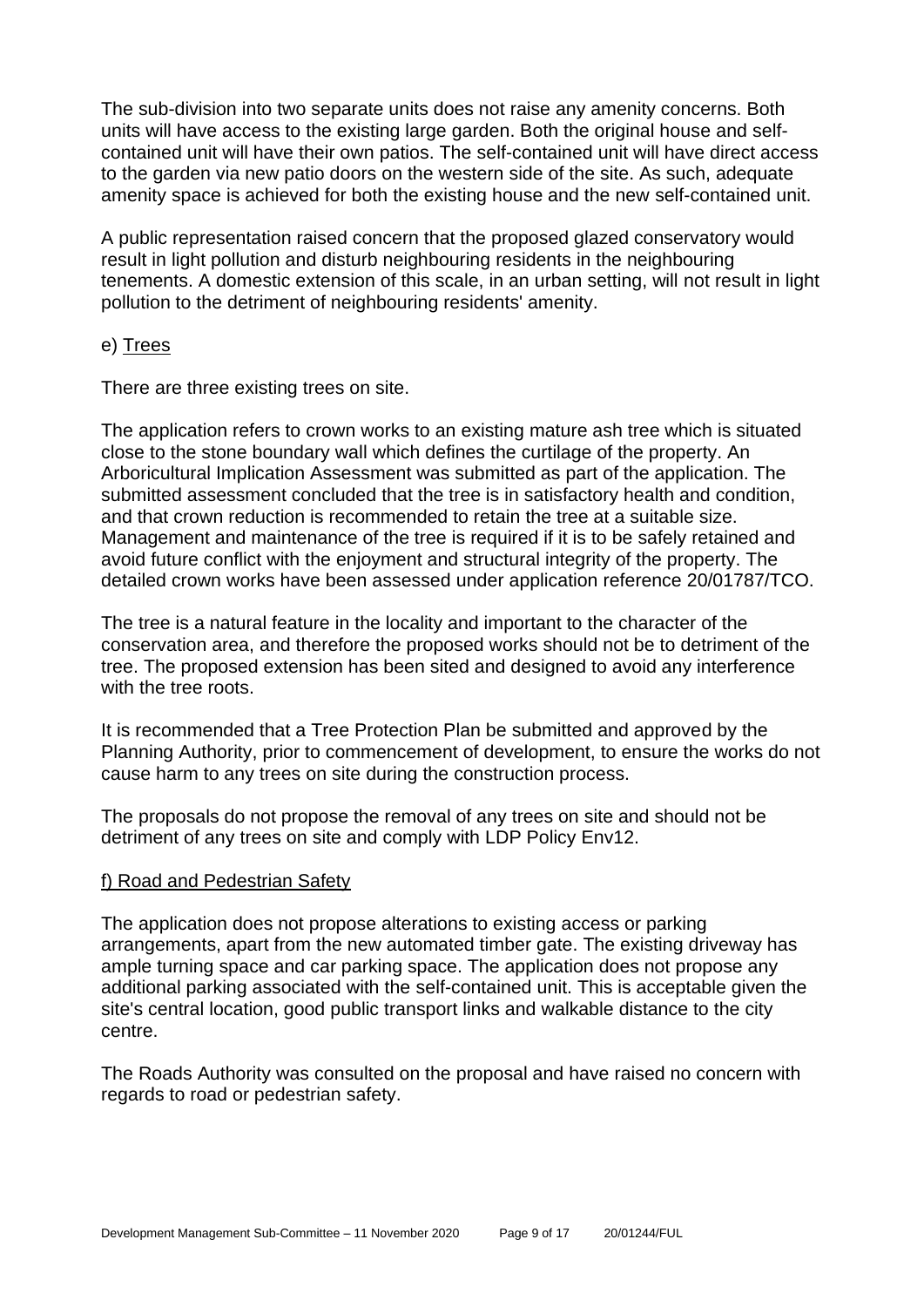The sub-division into two separate units does not raise any amenity concerns. Both units will have access to the existing large garden. Both the original house and self-contained unit will have their own patios. The self-contained unit will have direct access to the garden via new patio doors on the western side of the site. As such, adequate amenity space is achieved for both the existing house and the new self-contained unit.

A public representation raised concern that the proposed glazed conservatory would result in light pollution and disturb neighbouring residents in the neighbouring tenements. A domestic extension of this scale, in an urban setting, will not result in light pollution to the detriment of neighbouring residents' amenity.

e) Trees

There are three existing trees on site.

The application refers to crown works to an existing mature ash tree which is situated close to the stone boundary wall which defines the curtilage of the property. An Arboricultural Implication Assessment was submitted as part of the application. The submitted assessment concluded that the tree is in satisfactory health and condition, and that crown reduction is recommended to retain the tree at a suitable size. Management and maintenance of the tree is required if it is to be safely retained and avoid future conflict with the enjoyment and structural integrity of the property. The detailed crown works have been assessed under application reference 20/01787/TCO.

The tree is a natural feature in the locality and important to the character of the conservation area, and therefore the proposed works should not be to detriment of the tree. The proposed extension has been sited and designed to avoid any interference with the tree roots.

It is recommended that a Tree Protection Plan be submitted and approved by the Planning Authority, prior to commencement of development, to ensure the works do not cause harm to any trees on site during the construction process.

The proposals do not propose the removal of any trees on site and should not be detriment of any trees on site and comply with LDP Policy Env12.

f) Road and Pedestrian Safety

The application does not propose alterations to existing access or parking arrangements, apart from the new automated timber gate. The existing driveway has ample turning space and car parking space. The application does not propose any additional parking associated with the self-contained unit. This is acceptable given the site's central location, good public transport links and walkable distance to the city centre.

The Roads Authority was consulted on the proposal and have raised no concern with regards to road or pedestrian safety.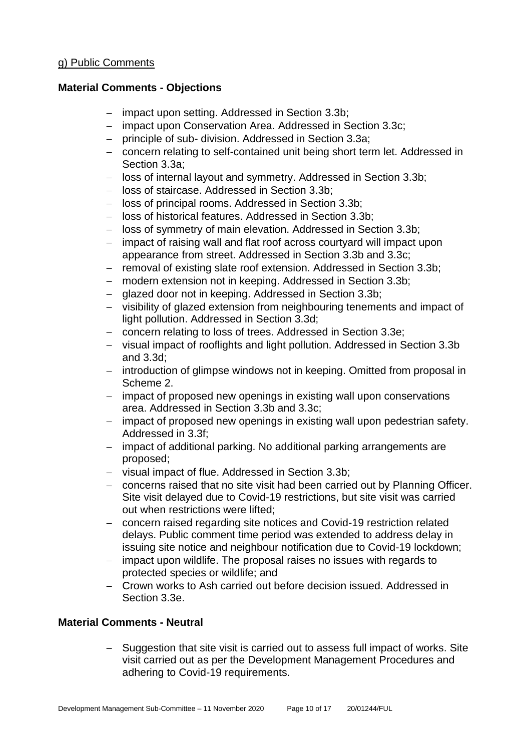g) Public Comments

**Material Comments - Objections**

- impact upon setting. Addressed in Section 3.3b;
- impact upon Conservation Area. Addressed in Section 3.3c;
- principle of sub- division. Addressed in Section 3.3a;
- concern relating to self-contained unit being short term let. Addressed in Section 3.3a;
- loss of internal layout and symmetry. Addressed in Section 3.3b;
- loss of staircase. Addressed in Section 3.3b;
- loss of principal rooms. Addressed in Section 3.3b;
- loss of historical features. Addressed in Section 3.3b;
- loss of symmetry of main elevation. Addressed in Section 3.3b;
- impact of raising wall and flat roof across courtyard will impact upon appearance from street. Addressed in Section 3.3b and 3.3c;
- removal of existing slate roof extension. Addressed in Section 3.3b;
- modern extension not in keeping. Addressed in Section 3.3b;
- glazed door not in keeping. Addressed in Section 3.3b;
- visibility of glazed extension from neighbouring tenements and impact of light pollution. Addressed in Section 3.3d;
- concern relating to loss of trees. Addressed in Section 3.3e;
- visual impact of rooflights and light pollution. Addressed in Section 3.3b and 3.3d;
- introduction of glimpse windows not in keeping. Omitted from proposal in Scheme 2.
- impact of proposed new openings in existing wall upon conservations area. Addressed in Section 3.3b and 3.3c;
- impact of proposed new openings in existing wall upon pedestrian safety. Addressed in 3.3f;
- impact of additional parking. No additional parking arrangements are proposed;
- visual impact of flue. Addressed in Section 3.3b;
- concerns raised that no site visit had been carried out by Planning Officer. Site visit delayed due to Covid-19 restrictions, but site visit was carried out when restrictions were lifted;
- concern raised regarding site notices and Covid-19 restriction related delays. Public comment time period was extended to address delay in issuing site notice and neighbour notification due to Covid-19 lockdown;
- impact upon wildlife. The proposal raises no issues with regards to protected species or wildlife; and
- Crown works to Ash carried out before decision issued. Addressed in Section 3.3e.

**Material Comments - Neutral**

- Suggestion that site visit is carried out to assess full impact of works. Site visit carried out as per the Development Management Procedures and adhering to Covid-19 requirements.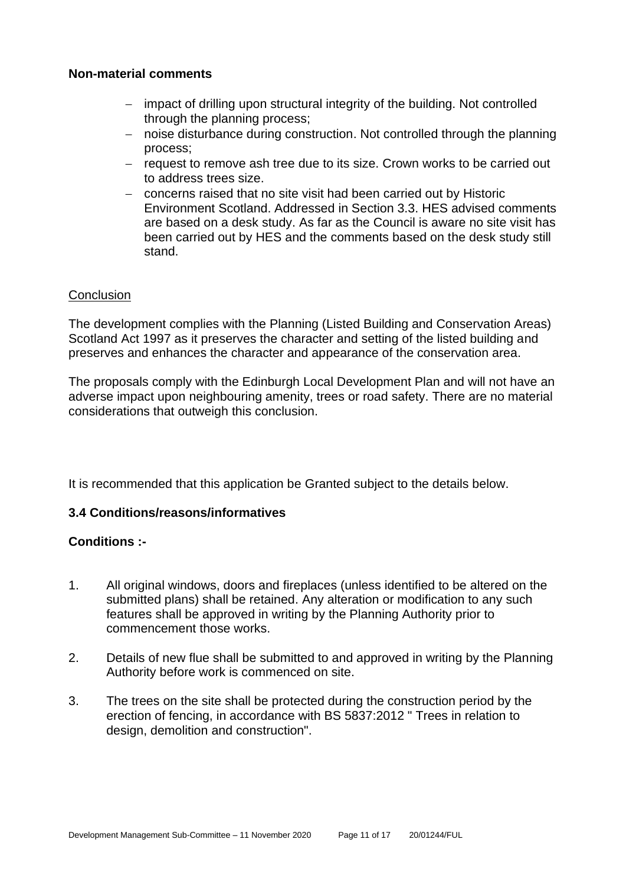**Non-material comments**

- impact of drilling upon structural integrity of the building. Not controlled through the planning process;
- noise disturbance during construction. Not controlled through the planning process;
- request to remove ash tree due to its size. Crown works to be carried out to address trees size.
- concerns raised that no site visit had been carried out by Historic Environment Scotland. Addressed in Section 3.3. HES advised comments are based on a desk study. As far as the Council is aware no site visit has been carried out by HES and the comments based on the desk study still stand.

Conclusion

The development complies with the Planning (Listed Building and Conservation Areas) Scotland Act 1997 as it preserves the character and setting of the listed building and preserves and enhances the character and appearance of the conservation area.

The proposals comply with the Edinburgh Local Development Plan and will not have an adverse impact upon neighbouring amenity, trees or road safety. There are no material considerations that outweigh this conclusion.

It is recommended that this application be Granted subject to the details below.

### 3.4 Conditions/reasons/informatives

**Conditions :-**

1. All original windows, doors and fireplaces (unless identified to be altered on the submitted plans) shall be retained. Any alteration or modification to any such features shall be approved in writing by the Planning Authority prior to commencement those works.

2. Details of new flue shall be submitted to and approved in writing by the Planning Authority before work is commenced on site.

3. The trees on the site shall be protected during the construction period by the erection of fencing, in accordance with BS 5837:2012 " Trees in relation to design, demolition and construction".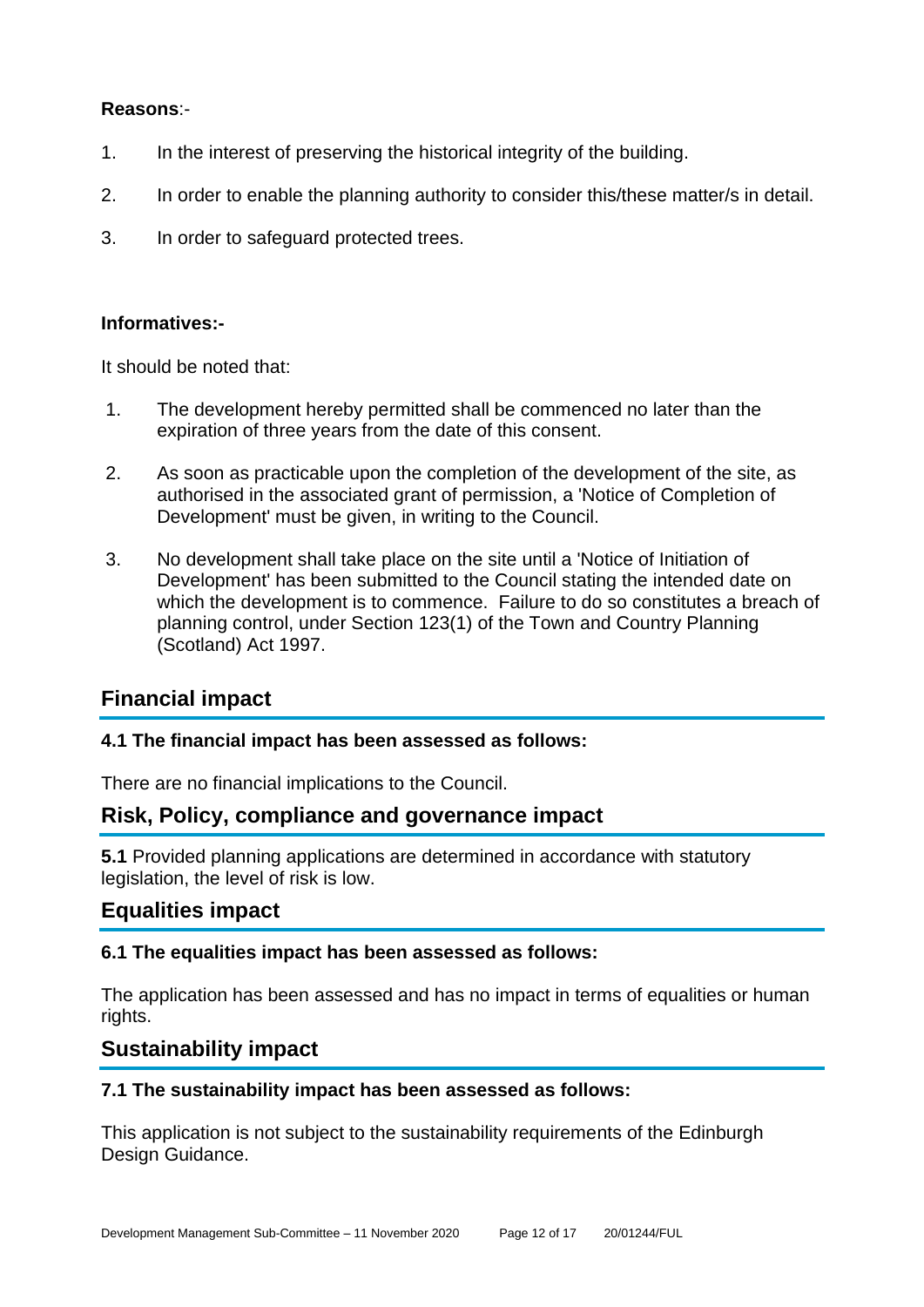**Reasons**:-

1. In the interest of preserving the historical integrity of the building.
2. In order to enable the planning authority to consider this/these matter/s in detail.
3. In order to safeguard protected trees.

**Informatives:-**

It should be noted that:

1. The development hereby permitted shall be commenced no later than the expiration of three years from the date of this consent.
2. As soon as practicable upon the completion of the development of the site, as authorised in the associated grant of permission, a 'Notice of Completion of Development' must be given, in writing to the Council.
3. No development shall take place on the site until a 'Notice of Initiation of Development' has been submitted to the Council stating the intended date on which the development is to commence. Failure to do so constitutes a breach of planning control, under Section 123(1) of the Town and Country Planning (Scotland) Act 1997.

## Financial impact

**4.1 The financial impact has been assessed as follows:**

There are no financial implications to the Council.

## Risk, Policy, compliance and governance impact

**5.1** Provided planning applications are determined in accordance with statutory legislation, the level of risk is low.

## Equalities impact

**6.1 The equalities impact has been assessed as follows:**

The application has been assessed and has no impact in terms of equalities or human rights.

## Sustainability impact

**7.1 The sustainability impact has been assessed as follows:**

This application is not subject to the sustainability requirements of the Edinburgh Design Guidance.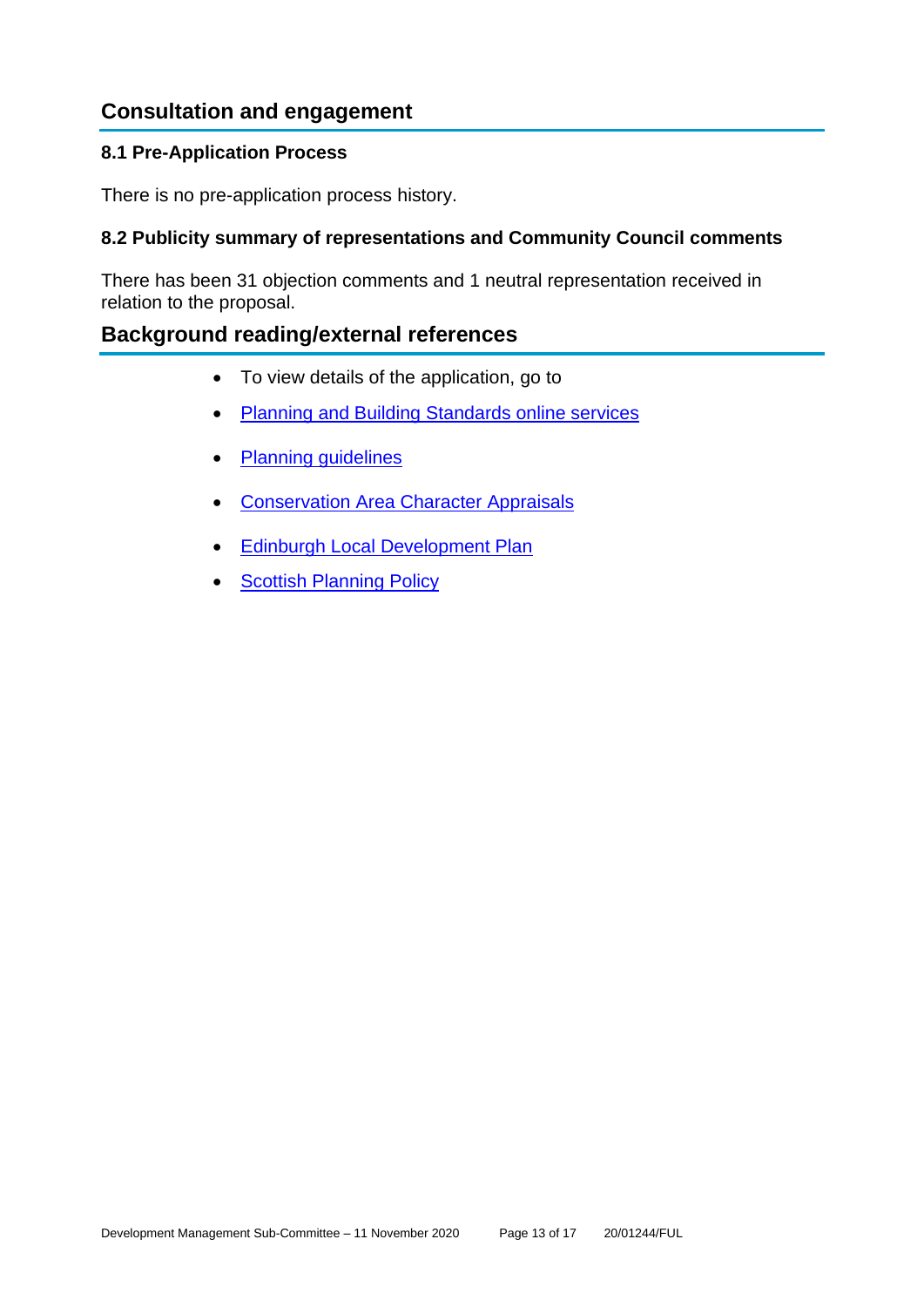## Consultation and engagement

### 8.1 Pre-Application Process

There is no pre-application process history.

### 8.2 Publicity summary of representations and Community Council comments

There has been 31 objection comments and 1 neutral representation received in relation to the proposal.

## Background reading/external references

- To view details of the application, go to
- Planning and Building Standards online services
- Planning guidelines
- Conservation Area Character Appraisals
- Edinburgh Local Development Plan
- Scottish Planning Policy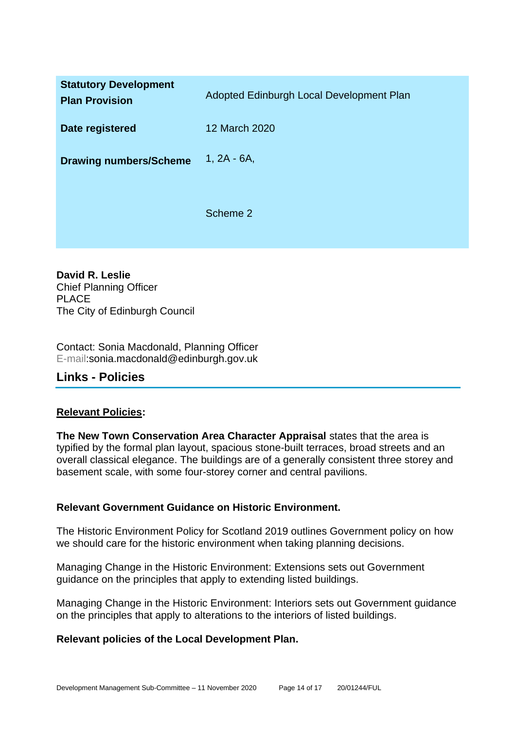| | |
|---|---|
| **Statutory Development Plan Provision** | Adopted Edinburgh Local Development Plan |
| **Date registered** | 12 March 2020 |
| **Drawing numbers/Scheme** | 1, 2A - 6A,<br><br>Scheme 2 |

**David R. Leslie**
Chief Planning Officer
PLACE
The City of Edinburgh Council

Contact: Sonia Macdonald, Planning Officer
E-mail:sonia.macdonald@edinburgh.gov.uk

## Links - Policies

**Relevant Policies:**

**The New Town Conservation Area Character Appraisal** states that the area is typified by the formal plan layout, spacious stone-built terraces, broad streets and an overall classical elegance. The buildings are of a generally consistent three storey and basement scale, with some four-storey corner and central pavilions.

**Relevant Government Guidance on Historic Environment.**

The Historic Environment Policy for Scotland 2019 outlines Government policy on how we should care for the historic environment when taking planning decisions.

Managing Change in the Historic Environment: Extensions sets out Government guidance on the principles that apply to extending listed buildings.

Managing Change in the Historic Environment: Interiors sets out Government guidance on the principles that apply to alterations to the interiors of listed buildings.

**Relevant policies of the Local Development Plan.**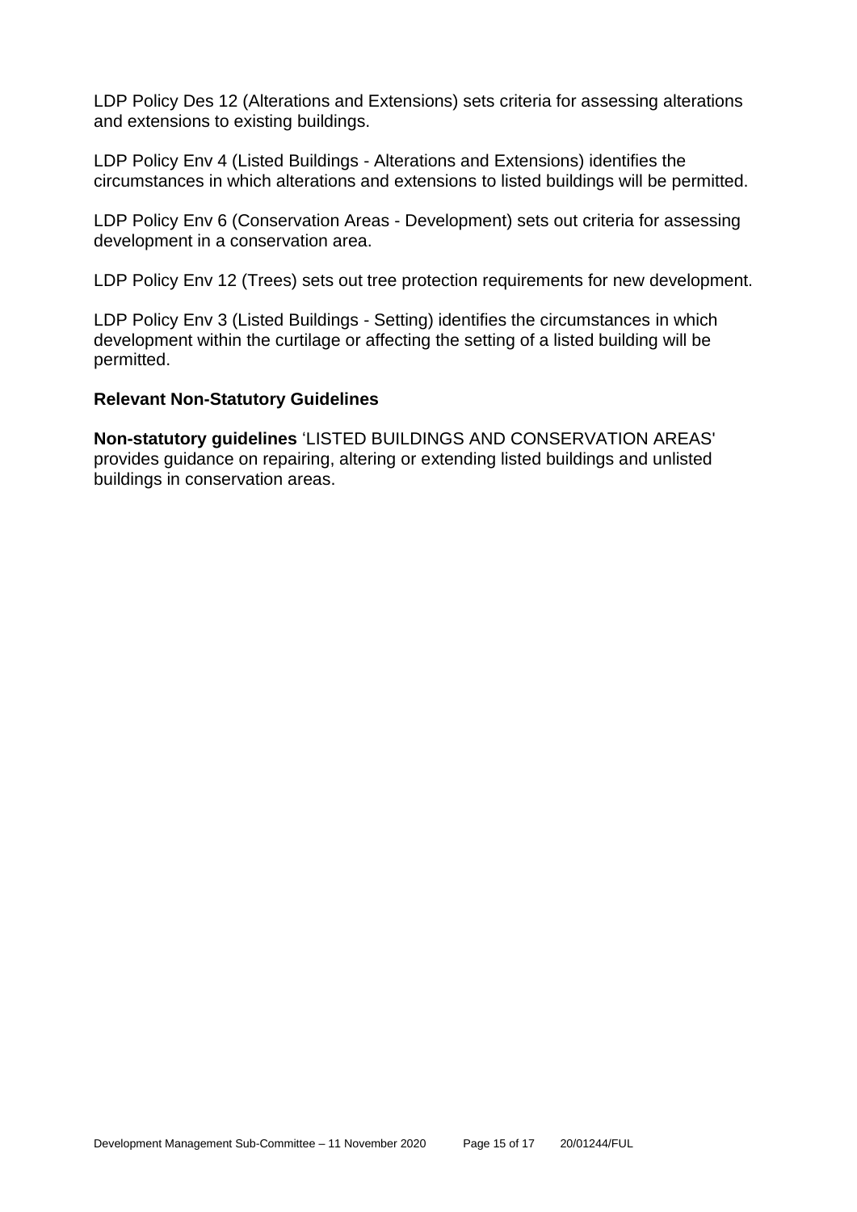LDP Policy Des 12 (Alterations and Extensions) sets criteria for assessing alterations and extensions to existing buildings.

LDP Policy Env 4 (Listed Buildings - Alterations and Extensions) identifies the circumstances in which alterations and extensions to listed buildings will be permitted.

LDP Policy Env 6 (Conservation Areas - Development) sets out criteria for assessing development in a conservation area.

LDP Policy Env 12 (Trees) sets out tree protection requirements for new development.

LDP Policy Env 3 (Listed Buildings - Setting) identifies the circumstances in which development within the curtilage or affecting the setting of a listed building will be permitted.

### Relevant Non-Statutory Guidelines

**Non-statutory guidelines** 'LISTED BUILDINGS AND CONSERVATION AREAS' provides guidance on repairing, altering or extending listed buildings and unlisted buildings in conservation areas.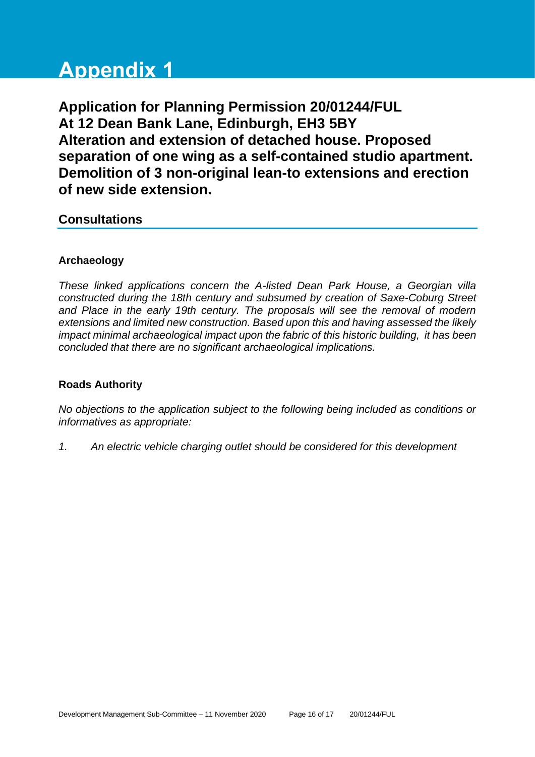# Appendix 1

**Application for Planning Permission 20/01244/FUL**
**At 12 Dean Bank Lane, Edinburgh, EH3 5BY**
**Alteration and extension of detached house. Proposed separation of one wing as a self-contained studio apartment. Demolition of 3 non-original lean-to extensions and erection of new side extension.**

## Consultations

### Archaeology

*These linked applications concern the A-listed Dean Park House, a Georgian villa constructed during the 18th century and subsumed by creation of Saxe-Coburg Street and Place in the early 19th century. The proposals will see the removal of modern extensions and limited new construction. Based upon this and having assessed the likely impact minimal archaeological impact upon the fabric of this historic building, it has been concluded that there are no significant archaeological implications.*

### Roads Authority

*No objections to the application subject to the following being included as conditions or informatives as appropriate:*

1. *An electric vehicle charging outlet should be considered for this development*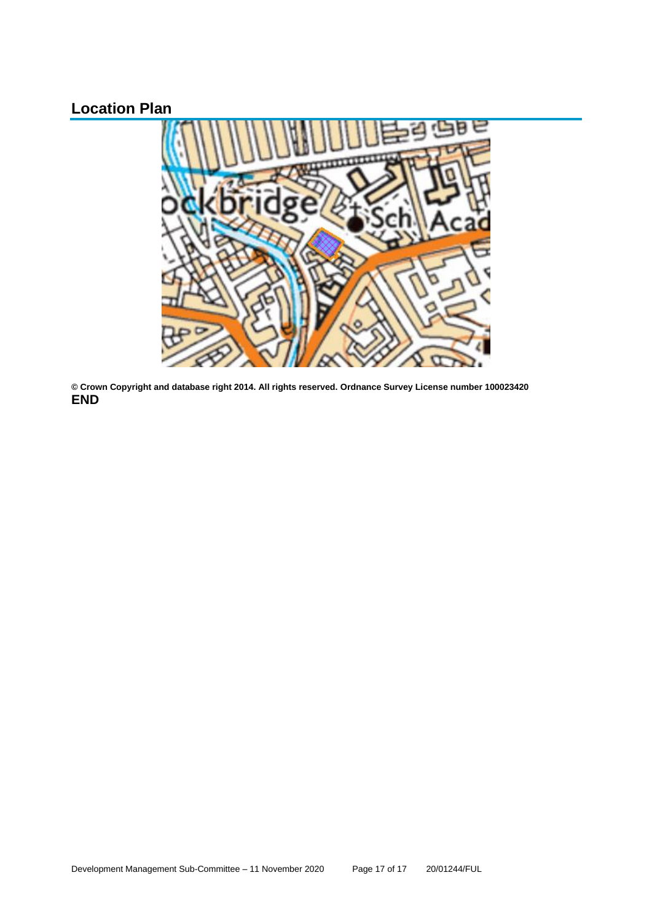## Location Plan

**© Crown Copyright and database right 2014. All rights reserved. Ordnance Survey License number 100023420**

**END**